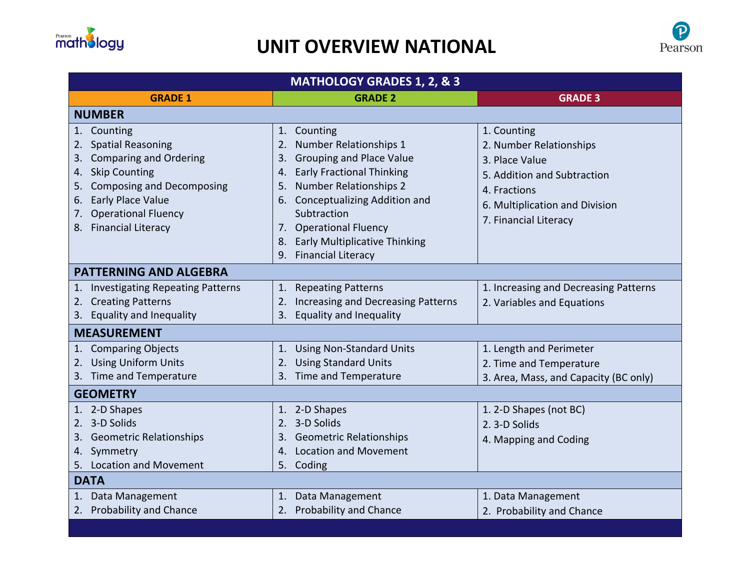# UNIT OVERVIEW NATIONAL

| MATHOLOGY GRADES 1, 2, & 3 | | |
|---|---|---|
| **GRADE 1** | **GRADE 2** | **GRADE 3** |
| **NUMBER** | | |
| 1. Counting<br>2. Spatial Reasoning<br>3. Comparing and Ordering<br>4. Skip Counting<br>5. Composing and Decomposing<br>6. Early Place Value<br>7. Operational Fluency<br>8. Financial Literacy | 1. Counting<br>2. Number Relationships 1<br>3. Grouping and Place Value<br>4. Early Fractional Thinking<br>5. Number Relationships 2<br>6. Conceptualizing Addition and Subtraction<br>7. Operational Fluency<br>8. Early Multiplicative Thinking<br>9. Financial Literacy | 1. Counting<br>2. Number Relationships<br>3. Place Value<br>5. Addition and Subtraction<br>4. Fractions<br>6. Multiplication and Division<br>7. Financial Literacy |
| **PATTERNING AND ALGEBRA** | | |
| 1. Investigating Repeating Patterns<br>2. Creating Patterns<br>3. Equality and Inequality | 1. Repeating Patterns<br>2. Increasing and Decreasing Patterns<br>3. Equality and Inequality | 1. Increasing and Decreasing Patterns<br>2. Variables and Equations |
| **MEASUREMENT** | | |
| 1. Comparing Objects<br>2. Using Uniform Units<br>3. Time and Temperature | 1. Using Non-Standard Units<br>2. Using Standard Units<br>3. Time and Temperature | 1. Length and Perimeter<br>2. Time and Temperature<br>3. Area, Mass, and Capacity (BC only) |
| **GEOMETRY** | | |
| 1. 2-D Shapes<br>2. 3-D Solids<br>3. Geometric Relationships<br>4. Symmetry<br>5. Location and Movement | 1. 2-D Shapes<br>2. 3-D Solids<br>3. Geometric Relationships<br>4. Location and Movement<br>5. Coding | 1. 2-D Shapes (not BC)<br>2. 3-D Solids<br>4. Mapping and Coding |
| **DATA** | | |
| 1. Data Management<br>2. Probability and Chance | 1. Data Management<br>2. Probability and Chance | 1. Data Management<br>2. Probability and Chance |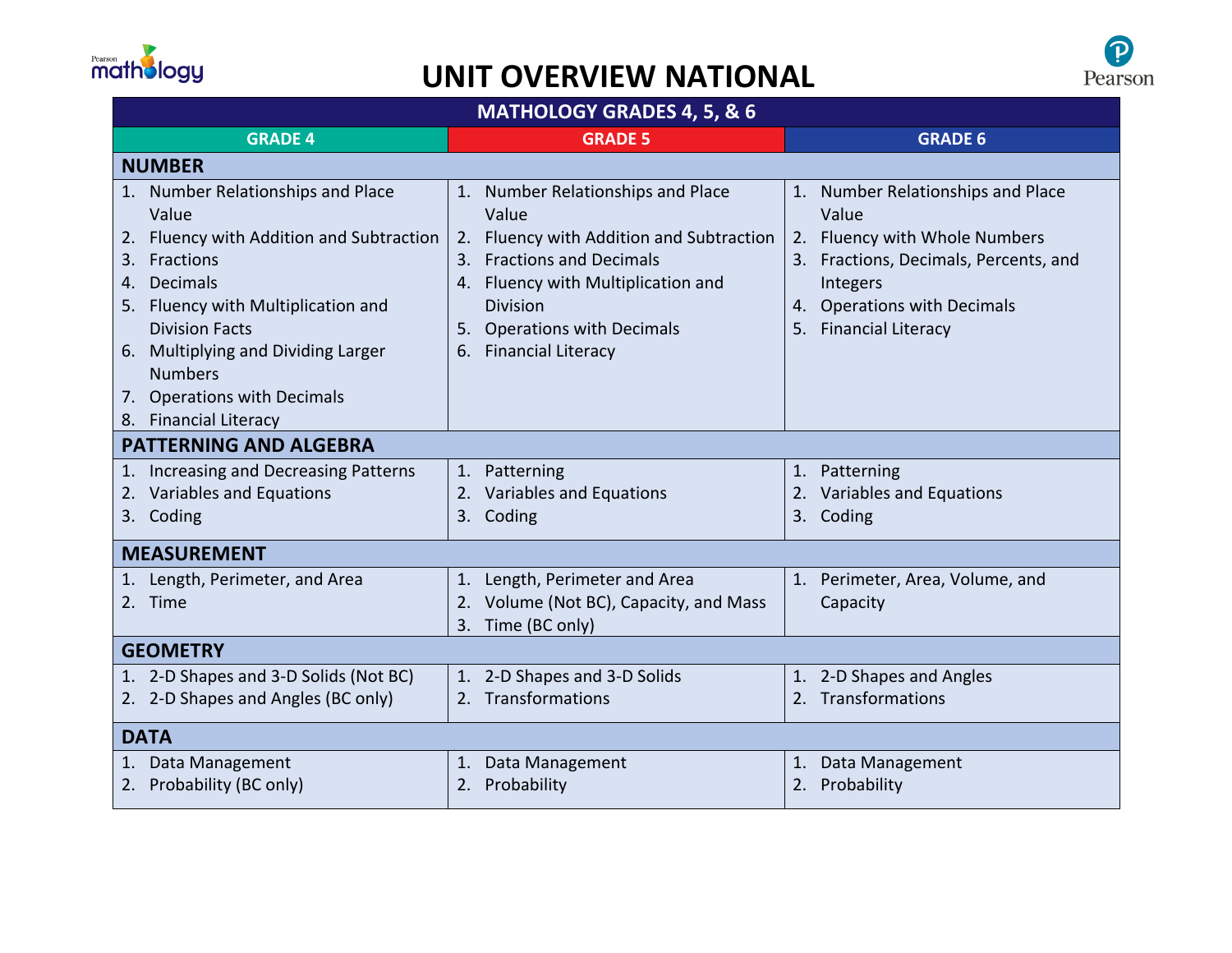# UNIT OVERVIEW NATIONAL

| MATHOLOGY GRADES 4, 5, & 6 | | |
|---|---|---|
| **GRADE 4** | **GRADE 5** | **GRADE 6** |
| **NUMBER** | | |
| 1. Number Relationships and Place Value<br>2. Fluency with Addition and Subtraction<br>3. Fractions<br>4. Decimals<br>5. Fluency with Multiplication and Division Facts<br>6. Multiplying and Dividing Larger Numbers<br>7. Operations with Decimals<br>8. Financial Literacy | 1. Number Relationships and Place Value<br>2. Fluency with Addition and Subtraction<br>3. Fractions and Decimals<br>4. Fluency with Multiplication and Division<br>5. Operations with Decimals<br>6. Financial Literacy | 1. Number Relationships and Place Value<br>2. Fluency with Whole Numbers<br>3. Fractions, Decimals, Percents, and Integers<br>4. Operations with Decimals<br>5. Financial Literacy |
| **PATTERNING AND ALGEBRA** | | |
| 1. Increasing and Decreasing Patterns<br>2. Variables and Equations<br>3. Coding | 1. Patterning<br>2. Variables and Equations<br>3. Coding | 1. Patterning<br>2. Variables and Equations<br>3. Coding |
| **MEASUREMENT** | | |
| 1. Length, Perimeter, and Area<br>2. Time | 1. Length, Perimeter and Area<br>2. Volume (Not BC), Capacity, and Mass<br>3. Time (BC only) | 1. Perimeter, Area, Volume, and Capacity |
| **GEOMETRY** | | |
| 1. 2-D Shapes and 3-D Solids (Not BC)<br>2. 2-D Shapes and Angles (BC only) | 1. 2-D Shapes and 3-D Solids<br>2. Transformations | 1. 2-D Shapes and Angles<br>2. Transformations |
| **DATA** | | |
| 1. Data Management<br>2. Probability (BC only) | 1. Data Management<br>2. Probability | 1. Data Management<br>2. Probability |